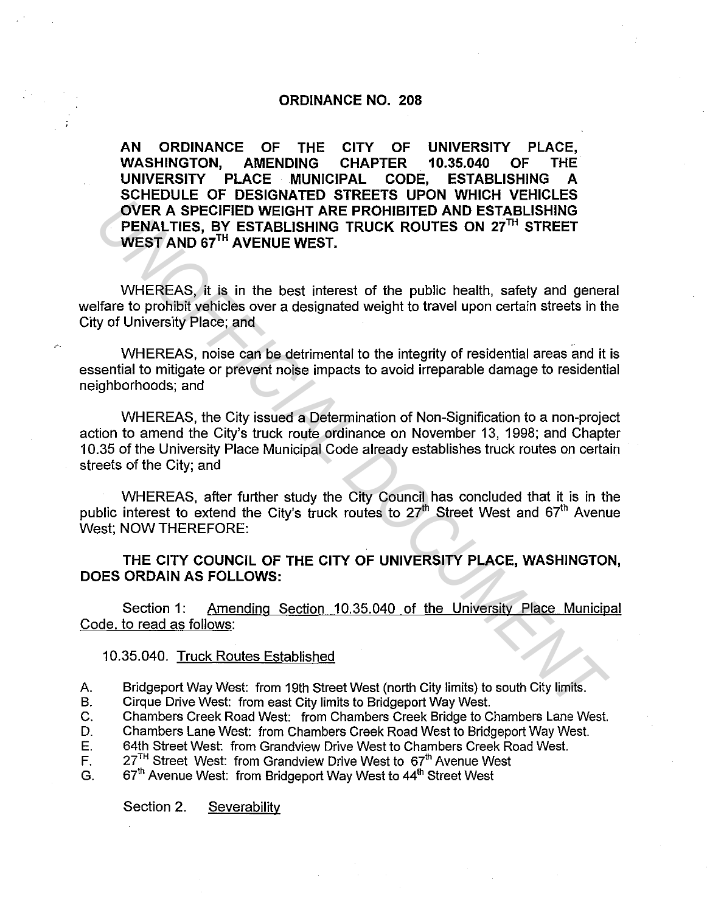# ORDINANCE NO. 208

**AN ORDINANCE OF THE CITY OF UNIVERSITY PLACE, WASHINGTON, AMENDING CHAPTER 10.35.040 OF THE UNIVERSITY PLACE MUNICIPAL CODE, ESTABLISHING A SCHEDULE OF DESIGNATED STREETS UPON WHICH VEHICLES OVER A SPECIFIED WEIGHT ARE PROHIBITED AND ESTABLISHING PENALTIES, BY ESTABLISHING TRUCK ROUTES ON 27TH STREET WEST AND 67TH AVENUE WEST.**

WHEREAS, it is in the best interest of the public health, safety and general welfare to prohibit vehicles over a designated weight to travel upon certain streets in the City of University Place; and

WHEREAS, noise can be detrimental to the integrity of residential areas and it is essential to mitigate or prevent noise impacts to avoid irreparable damage to residential neighborhoods; and

WHEREAS, the City issued a Determination of Non-Signification to a non-project action to amend the City's truck route ordinance on November 13, 1998; and Chapter 10.35 of the University Place Municipal Code already establishes truck routes on certain streets of the City; and

WHEREAS, after further study the City Council has concluded that it is in the public interest to extend the City's truck routes to 27th Street West and 67th Avenue West; NOW THEREFORE:

**THE CITY COUNCIL OF THE CITY OF UNIVERSITY PLACE, WASHINGTON, DOES ORDAIN AS FOLLOWS:**

Section 1: Amending Section 10.35.040 of the University Place Municipal Code, to read as follows:

10.35.040. Truck Routes Established

A. Bridgeport Way West: from 19th Street West (north City limits) to south City limits.
B. Cirque Drive West: from east City limits to Bridgeport Way West.
C. Chambers Creek Road West: from Chambers Creek Bridge to Chambers Lane West.
D. Chambers Lane West: from Chambers Creek Road West to Bridgeport Way West.
E. 64th Street West: from Grandview Drive West to Chambers Creek Road West.
F. 27TH Street West: from Grandview Drive West to 67th Avenue West
G. 67th Avenue West: from Bridgeport Way West to 44th Street West

Section 2. Severability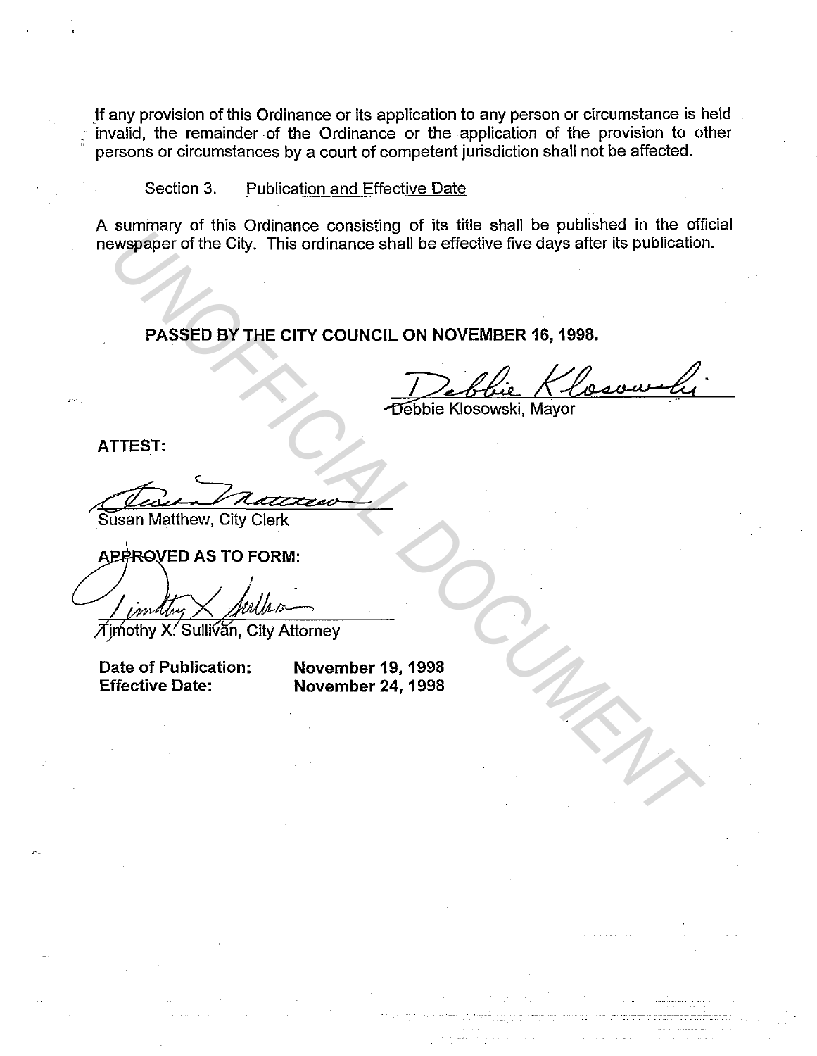If any provision of this Ordinance or its application to any person or circumstance is held invalid, the remainder of the Ordinance or the application of the provision to other persons or circumstances by a court of competent jurisdiction shall not be affected.

Section 3. Publication and Effective Date

A summary of this Ordinance consisting of its title shall be published in the official newspaper of the City. This ordinance shall be effective five days after its publication.

**PASSED BY THE CITY COUNCIL ON NOVEMBER 16, 1998.**

Debbie Klosowski, Mayor

**ATTEST:**

Susan Matthew, City Clerk

**APPROVED AS TO FORM:**

Timothy X. Sullivan, City Attorney

**Date of Publication:** **November 19, 1998**
**Effective Date:** **November 24, 1998**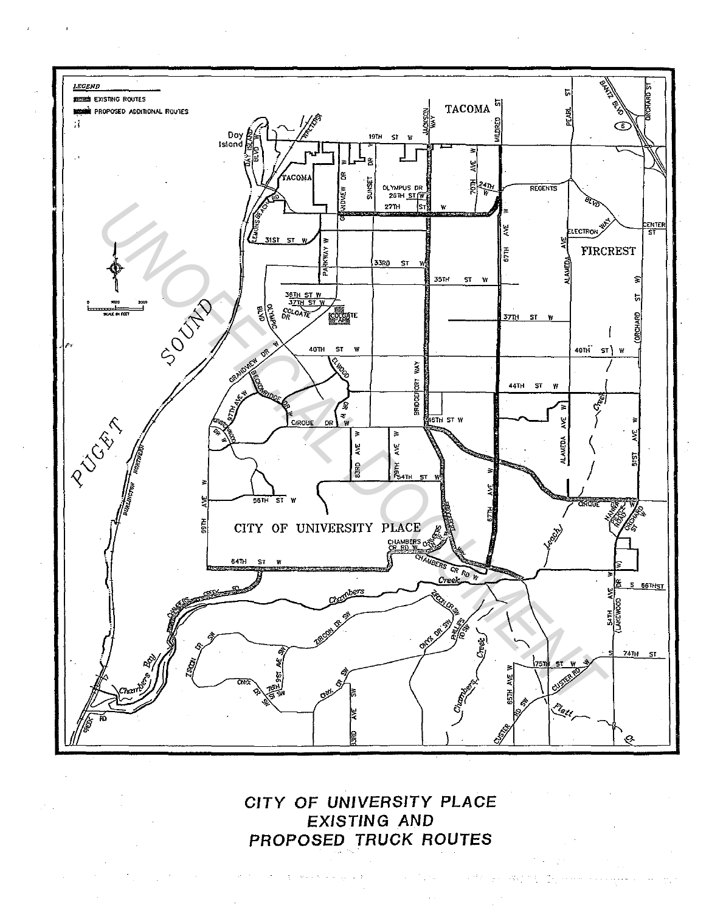LEGEND

EXISTING ROUTES

PROPOSED ADDITIONAL ROUTES

CITY OF UNIVERSITY PLACE

# CITY OF UNIVERSITY PLACE EXISTING AND PROPOSED TRUCK ROUTES